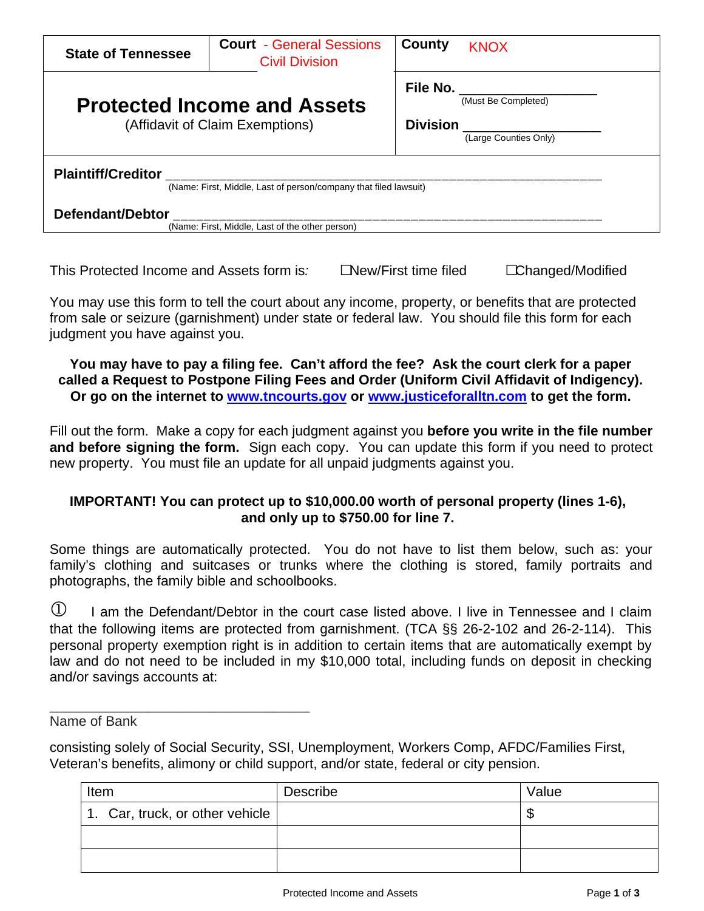| State of Tennessee | Court - General Sessions Civil Division | County KNOX |
|---|---|---|
| **Protected Income and Assets** (Affidavit of Claim Exemptions) | | File No. ________________ (Must Be Completed) Division ________________ (Large Counties Only) |

**Plaintiff/Creditor** ____________________________________________________________
(Name: First, Middle, Last of person/company that filed lawsuit)

**Defendant/Debtor** ____________________________________________________________
(Name: First, Middle, Last of the other person)

This Protected Income and Assets form is: ☐New/First time filed ☐Changed/Modified

You may use this form to tell the court about any income, property, or benefits that are protected from sale or seizure (garnishment) under state or federal law. You should file this form for each judgment you have against you.

**You may have to pay a filing fee. Can't afford the fee? Ask the court clerk for a paper called a Request to Postpone Filing Fees and Order (Uniform Civil Affidavit of Indigency). Or go on the internet to www.tncourts.gov or www.justiceforalltn.com to get the form.**

Fill out the form. Make a copy for each judgment against you **before you write in the file number and before signing the form.** Sign each copy. You can update this form if you need to protect new property. You must file an update for all unpaid judgments against you.

**IMPORTANT! You can protect up to $10,000.00 worth of personal property (lines 1-6), and only up to $750.00 for line 7.**

Some things are automatically protected. You do not have to list them below, such as: your family's clothing and suitcases or trunks where the clothing is stored, family portraits and photographs, the family bible and schoolbooks.

① I am the Defendant/Debtor in the court case listed above. I live in Tennessee and I claim that the following items are protected from garnishment. (TCA §§ 26-2-102 and 26-2-114). This personal property exemption right is in addition to certain items that are automatically exempt by law and do not need to be included in my $10,000 total, including funds on deposit in checking and/or savings accounts at:

____________________________________
Name of Bank

consisting solely of Social Security, SSI, Unemployment, Workers Comp, AFDC/Families First, Veteran's benefits, alimony or child support, and/or state, federal or city pension.

| Item | Describe | Value |
|---|---|---|
| 1. Car, truck, or other vehicle | | $ |
| | | |
| | | |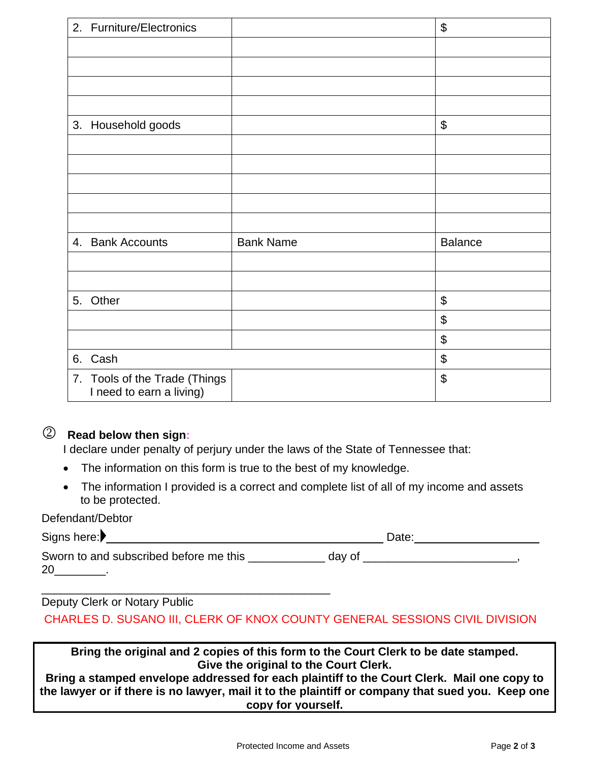| 2. Furniture/Electronics | | $ |
|---|---|---|
| | | |
| | | |
| | | |
| | | |
| 3. Household goods | | $ |
| | | |
| | | |
| | | |
| | | |
| | | |
| 4. Bank Accounts | Bank Name | Balance |
| | | |
| | | |
| 5. Other | | $ |
| | | $ |
| | | $ |
| 6. Cash | | $ |
| 7. Tools of the Trade (Things I need to earn a living) | | $ |

② **Read below then sign:**

I declare under penalty of perjury under the laws of the State of Tennessee that:

- The information on this form is true to the best of my knowledge.
- The information I provided is a correct and complete list of all of my income and assets to be protected.

Defendant/Debtor

Signs here: ____________________________________________ Date: ____________________

Sworn to and subscribed before me this ____________ day of ________________________, 20________.

_______________________________________________

Deputy Clerk or Notary Public

CHARLES D. SUSANO III, CLERK OF KNOX COUNTY GENERAL SESSIONS CIVIL DIVISION

**Bring the original and 2 copies of this form to the Court Clerk to be date stamped. Give the original to the Court Clerk.**
**Bring a stamped envelope addressed for each plaintiff to the Court Clerk. Mail one copy to the lawyer or if there is no lawyer, mail it to the plaintiff or company that sued you. Keep one copy for yourself.**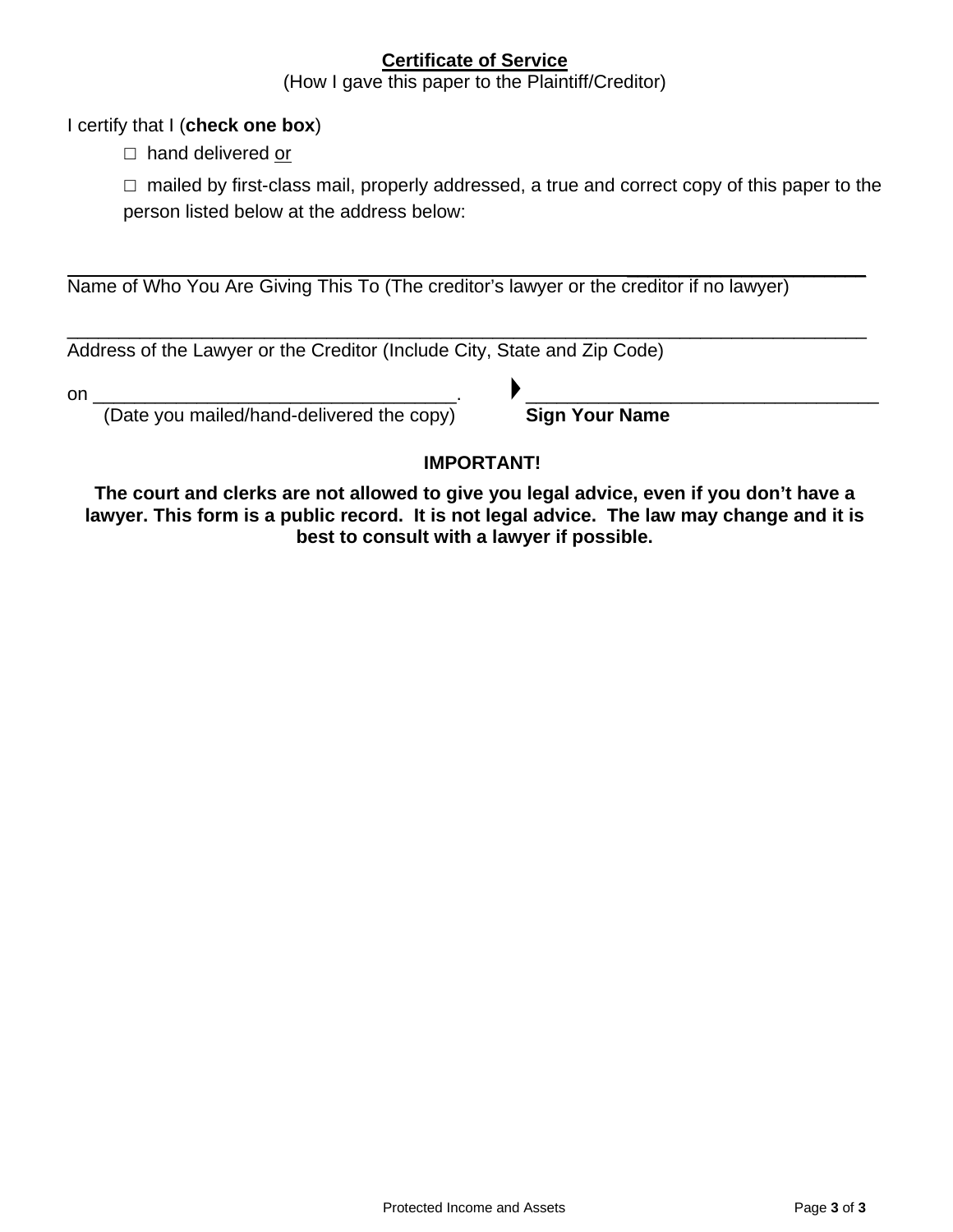**Certificate of Service**

(How I gave this paper to the Plaintiff/Creditor)

I certify that I (**check one box**)

□ hand delivered or

□ mailed by first-class mail, properly addressed, a true and correct copy of this paper to the person listed below at the address below:

_______________________________________________________________________________

Name of Who You Are Giving This To (The creditor's lawyer or the creditor if no lawyer)

_______________________________________________________________________________

Address of the Lawyer or the Creditor (Include City, State and Zip Code)

on ____________________________________. ___________________________________

(Date you mailed/hand-delivered the copy) **Sign Your Name**

**IMPORTANT!**

**The court and clerks are not allowed to give you legal advice, even if you don't have a lawyer. This form is a public record. It is not legal advice. The law may change and it is best to consult with a lawyer if possible.**